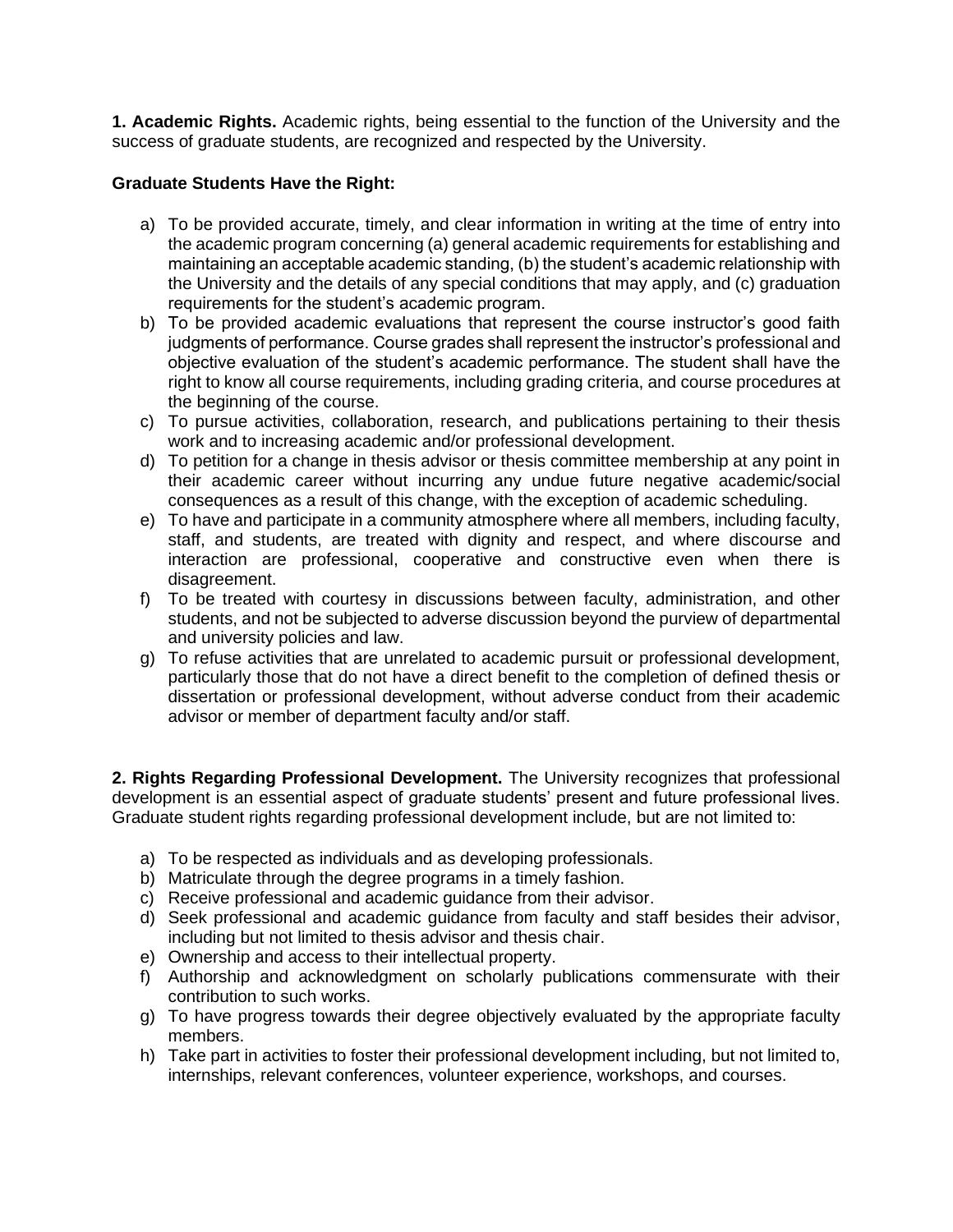**1. Academic Rights.** Academic rights, being essential to the function of the University and the success of graduate students, are recognized and respected by the University.

**Graduate Students Have the Right:**

a) To be provided accurate, timely, and clear information in writing at the time of entry into the academic program concerning (a) general academic requirements for establishing and maintaining an acceptable academic standing, (b) the student's academic relationship with the University and the details of any special conditions that may apply, and (c) graduation requirements for the student's academic program.
b) To be provided academic evaluations that represent the course instructor's good faith judgments of performance. Course grades shall represent the instructor's professional and objective evaluation of the student's academic performance. The student shall have the right to know all course requirements, including grading criteria, and course procedures at the beginning of the course.
c) To pursue activities, collaboration, research, and publications pertaining to their thesis work and to increasing academic and/or professional development.
d) To petition for a change in thesis advisor or thesis committee membership at any point in their academic career without incurring any undue future negative academic/social consequences as a result of this change, with the exception of academic scheduling.
e) To have and participate in a community atmosphere where all members, including faculty, staff, and students, are treated with dignity and respect, and where discourse and interaction are professional, cooperative and constructive even when there is disagreement.
f) To be treated with courtesy in discussions between faculty, administration, and other students, and not be subjected to adverse discussion beyond the purview of departmental and university policies and law.
g) To refuse activities that are unrelated to academic pursuit or professional development, particularly those that do not have a direct benefit to the completion of defined thesis or dissertation or professional development, without adverse conduct from their academic advisor or member of department faculty and/or staff.

**2. Rights Regarding Professional Development.** The University recognizes that professional development is an essential aspect of graduate students' present and future professional lives. Graduate student rights regarding professional development include, but are not limited to:

a) To be respected as individuals and as developing professionals.
b) Matriculate through the degree programs in a timely fashion.
c) Receive professional and academic guidance from their advisor.
d) Seek professional and academic guidance from faculty and staff besides their advisor, including but not limited to thesis advisor and thesis chair.
e) Ownership and access to their intellectual property.
f) Authorship and acknowledgment on scholarly publications commensurate with their contribution to such works.
g) To have progress towards their degree objectively evaluated by the appropriate faculty members.
h) Take part in activities to foster their professional development including, but not limited to, internships, relevant conferences, volunteer experience, workshops, and courses.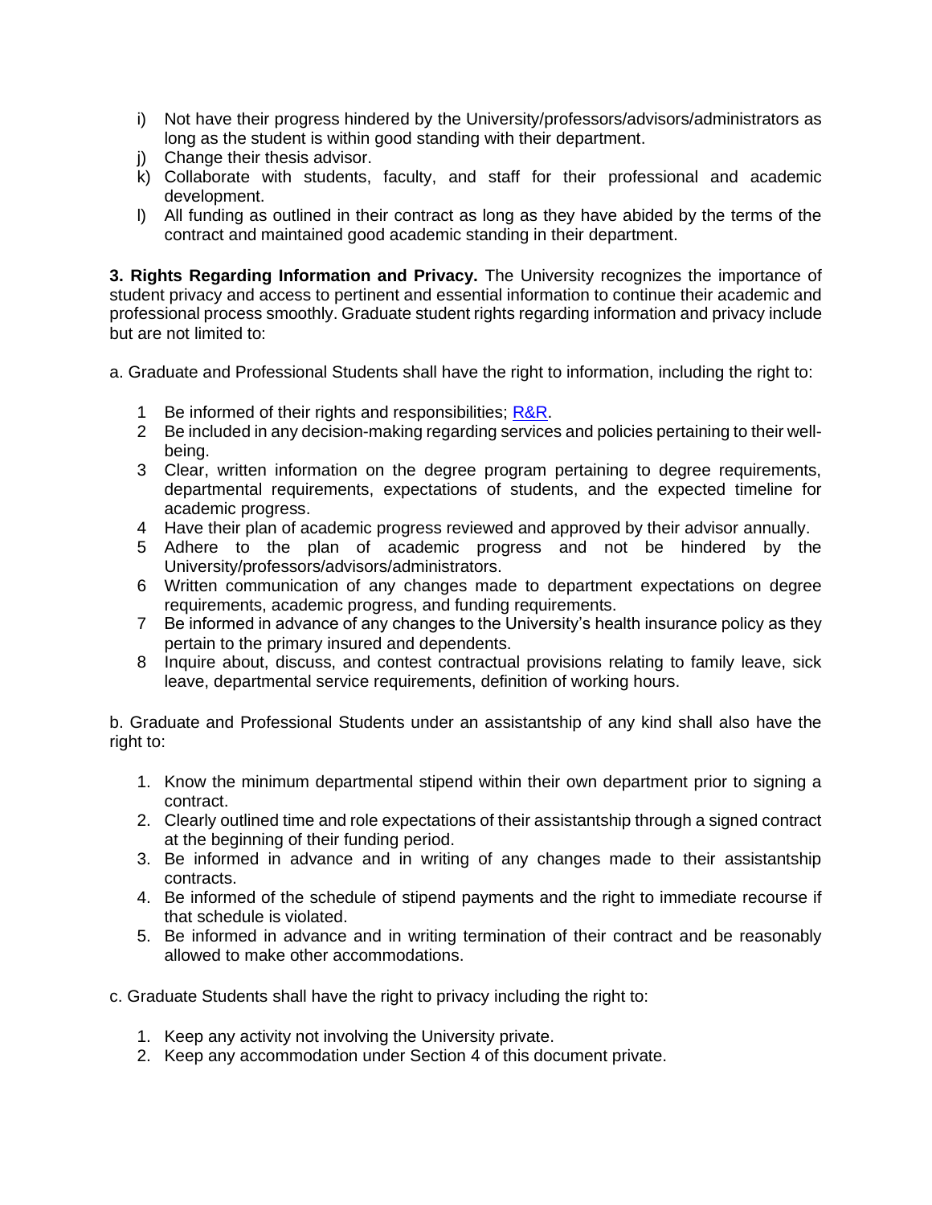i) Not have their progress hindered by the University/professors/advisors/administrators as long as the student is within good standing with their department.
j) Change their thesis advisor.
k) Collaborate with students, faculty, and staff for their professional and academic development.
l) All funding as outlined in their contract as long as they have abided by the terms of the contract and maintained good academic standing in their department.

**3. Rights Regarding Information and Privacy.** The University recognizes the importance of student privacy and access to pertinent and essential information to continue their academic and professional process smoothly. Graduate student rights regarding information and privacy include but are not limited to:

a. Graduate and Professional Students shall have the right to information, including the right to:

1 Be informed of their rights and responsibilities; R&R.
2 Be included in any decision-making regarding services and policies pertaining to their well-being.
3 Clear, written information on the degree program pertaining to degree requirements, departmental requirements, expectations of students, and the expected timeline for academic progress.
4 Have their plan of academic progress reviewed and approved by their advisor annually.
5 Adhere to the plan of academic progress and not be hindered by the University/professors/advisors/administrators.
6 Written communication of any changes made to department expectations on degree requirements, academic progress, and funding requirements.
7 Be informed in advance of any changes to the University's health insurance policy as they pertain to the primary insured and dependents.
8 Inquire about, discuss, and contest contractual provisions relating to family leave, sick leave, departmental service requirements, definition of working hours.

b. Graduate and Professional Students under an assistantship of any kind shall also have the right to:

1. Know the minimum departmental stipend within their own department prior to signing a contract.
2. Clearly outlined time and role expectations of their assistantship through a signed contract at the beginning of their funding period.
3. Be informed in advance and in writing of any changes made to their assistantship contracts.
4. Be informed of the schedule of stipend payments and the right to immediate recourse if that schedule is violated.
5. Be informed in advance and in writing termination of their contract and be reasonably allowed to make other accommodations.

c. Graduate Students shall have the right to privacy including the right to:

1. Keep any activity not involving the University private.
2. Keep any accommodation under Section 4 of this document private.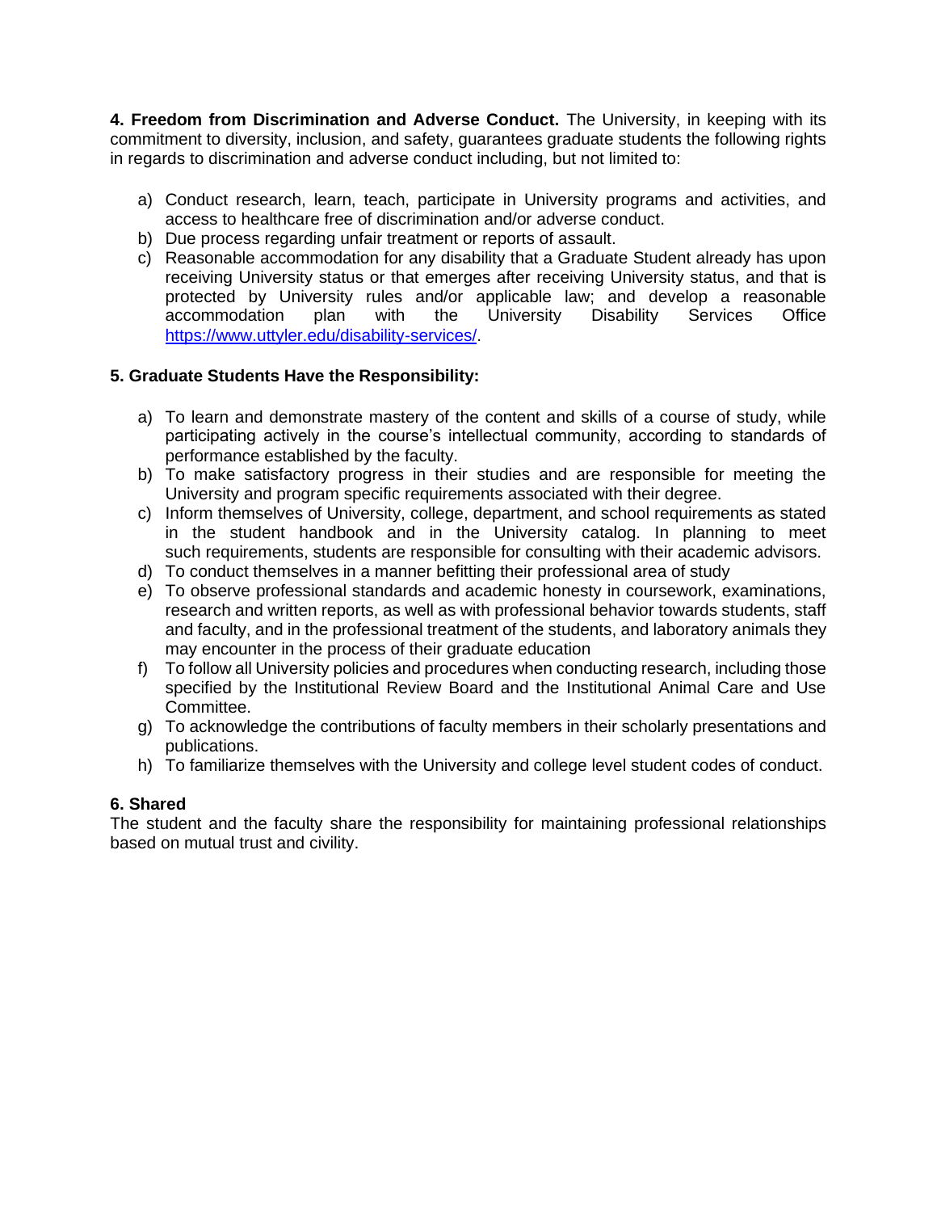**4. Freedom from Discrimination and Adverse Conduct.** The University, in keeping with its commitment to diversity, inclusion, and safety, guarantees graduate students the following rights in regards to discrimination and adverse conduct including, but not limited to:

a) Conduct research, learn, teach, participate in University programs and activities, and access to healthcare free of discrimination and/or adverse conduct.
b) Due process regarding unfair treatment or reports of assault.
c) Reasonable accommodation for any disability that a Graduate Student already has upon receiving University status or that emerges after receiving University status, and that is protected by University rules and/or applicable law; and develop a reasonable accommodation plan with the University Disability Services Office https://www.uttyler.edu/disability-services/.

**5. Graduate Students Have the Responsibility:**

a) To learn and demonstrate mastery of the content and skills of a course of study, while participating actively in the course's intellectual community, according to standards of performance established by the faculty.
b) To make satisfactory progress in their studies and are responsible for meeting the University and program specific requirements associated with their degree.
c) Inform themselves of University, college, department, and school requirements as stated in the student handbook and in the University catalog. In planning to meet such requirements, students are responsible for consulting with their academic advisors.
d) To conduct themselves in a manner befitting their professional area of study
e) To observe professional standards and academic honesty in coursework, examinations, research and written reports, as well as with professional behavior towards students, staff and faculty, and in the professional treatment of the students, and laboratory animals they may encounter in the process of their graduate education
f) To follow all University policies and procedures when conducting research, including those specified by the Institutional Review Board and the Institutional Animal Care and Use Committee.
g) To acknowledge the contributions of faculty members in their scholarly presentations and publications.
h) To familiarize themselves with the University and college level student codes of conduct.

**6. Shared**

The student and the faculty share the responsibility for maintaining professional relationships based on mutual trust and civility.